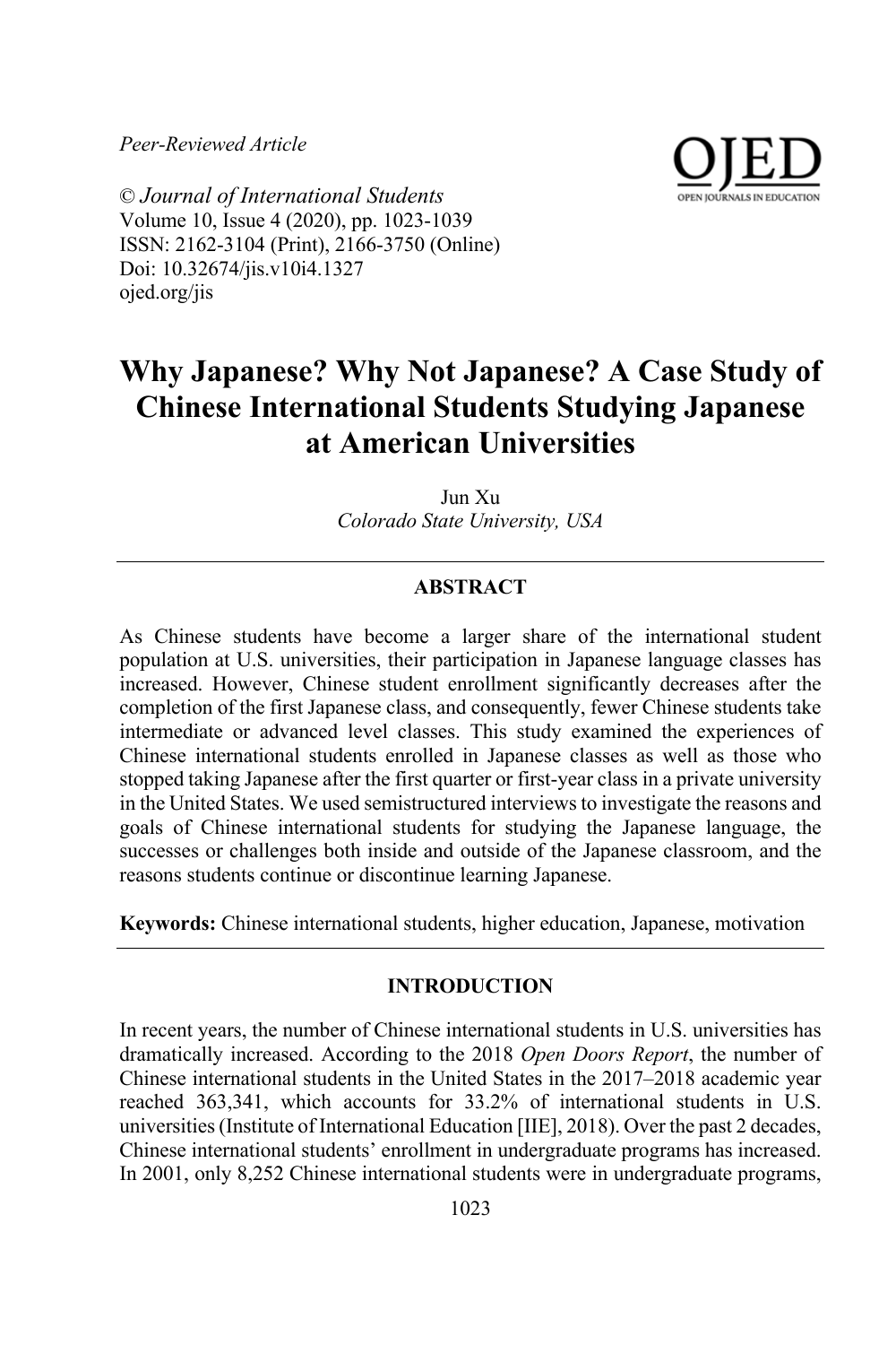*Peer-Reviewed Article*

© *Journal of International Students*
Volume 10, Issue 4 (2020), pp. 1023-1039
ISSN: 2162-3104 (Print), 2166-3750 (Online)
Doi: 10.32674/jis.v10i4.1327
ojed.org/jis

# Why Japanese? Why Not Japanese? A Case Study of Chinese International Students Studying Japanese at American Universities

Jun Xu
*Colorado State University, USA*

## ABSTRACT

As Chinese students have become a larger share of the international student population at U.S. universities, their participation in Japanese language classes has increased. However, Chinese student enrollment significantly decreases after the completion of the first Japanese class, and consequently, fewer Chinese students take intermediate or advanced level classes. This study examined the experiences of Chinese international students enrolled in Japanese classes as well as those who stopped taking Japanese after the first quarter or first-year class in a private university in the United States. We used semistructured interviews to investigate the reasons and goals of Chinese international students for studying the Japanese language, the successes or challenges both inside and outside of the Japanese classroom, and the reasons students continue or discontinue learning Japanese.

**Keywords:** Chinese international students, higher education, Japanese, motivation

## INTRODUCTION

In recent years, the number of Chinese international students in U.S. universities has dramatically increased. According to the 2018 *Open Doors Report*, the number of Chinese international students in the United States in the 2017–2018 academic year reached 363,341, which accounts for 33.2% of international students in U.S. universities (Institute of International Education [IIE], 2018). Over the past 2 decades, Chinese international students' enrollment in undergraduate programs has increased. In 2001, only 8,252 Chinese international students were in undergraduate programs,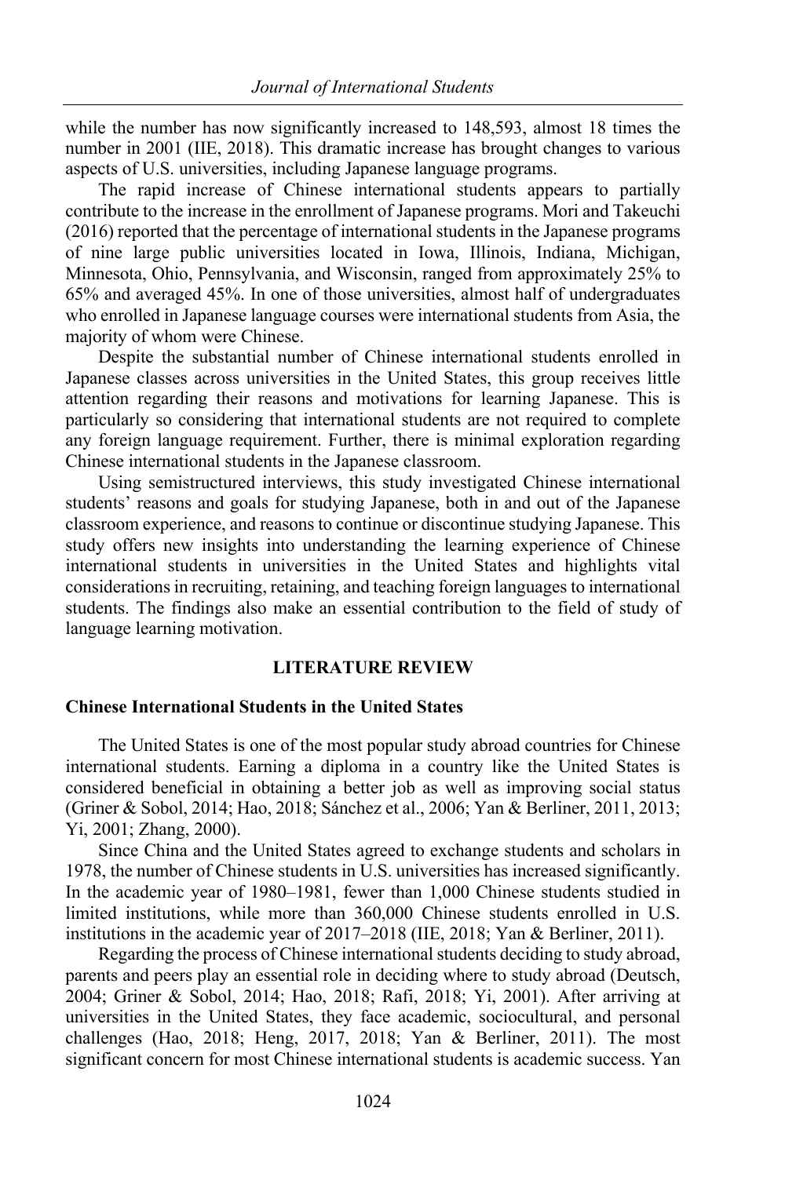while the number has now significantly increased to 148,593, almost 18 times the number in 2001 (IIE, 2018). This dramatic increase has brought changes to various aspects of U.S. universities, including Japanese language programs.

The rapid increase of Chinese international students appears to partially contribute to the increase in the enrollment of Japanese programs. Mori and Takeuchi (2016) reported that the percentage of international students in the Japanese programs of nine large public universities located in Iowa, Illinois, Indiana, Michigan, Minnesota, Ohio, Pennsylvania, and Wisconsin, ranged from approximately 25% to 65% and averaged 45%. In one of those universities, almost half of undergraduates who enrolled in Japanese language courses were international students from Asia, the majority of whom were Chinese.

Despite the substantial number of Chinese international students enrolled in Japanese classes across universities in the United States, this group receives little attention regarding their reasons and motivations for learning Japanese. This is particularly so considering that international students are not required to complete any foreign language requirement. Further, there is minimal exploration regarding Chinese international students in the Japanese classroom.

Using semistructured interviews, this study investigated Chinese international students' reasons and goals for studying Japanese, both in and out of the Japanese classroom experience, and reasons to continue or discontinue studying Japanese. This study offers new insights into understanding the learning experience of Chinese international students in universities in the United States and highlights vital considerations in recruiting, retaining, and teaching foreign languages to international students. The findings also make an essential contribution to the field of study of language learning motivation.

## LITERATURE REVIEW

### Chinese International Students in the United States

The United States is one of the most popular study abroad countries for Chinese international students. Earning a diploma in a country like the United States is considered beneficial in obtaining a better job as well as improving social status (Griner & Sobol, 2014; Hao, 2018; Sánchez et al., 2006; Yan & Berliner, 2011, 2013; Yi, 2001; Zhang, 2000).

Since China and the United States agreed to exchange students and scholars in 1978, the number of Chinese students in U.S. universities has increased significantly. In the academic year of 1980–1981, fewer than 1,000 Chinese students studied in limited institutions, while more than 360,000 Chinese students enrolled in U.S. institutions in the academic year of 2017–2018 (IIE, 2018; Yan & Berliner, 2011).

Regarding the process of Chinese international students deciding to study abroad, parents and peers play an essential role in deciding where to study abroad (Deutsch, 2004; Griner & Sobol, 2014; Hao, 2018; Rafi, 2018; Yi, 2001). After arriving at universities in the United States, they face academic, sociocultural, and personal challenges (Hao, 2018; Heng, 2017, 2018; Yan & Berliner, 2011). The most significant concern for most Chinese international students is academic success. Yan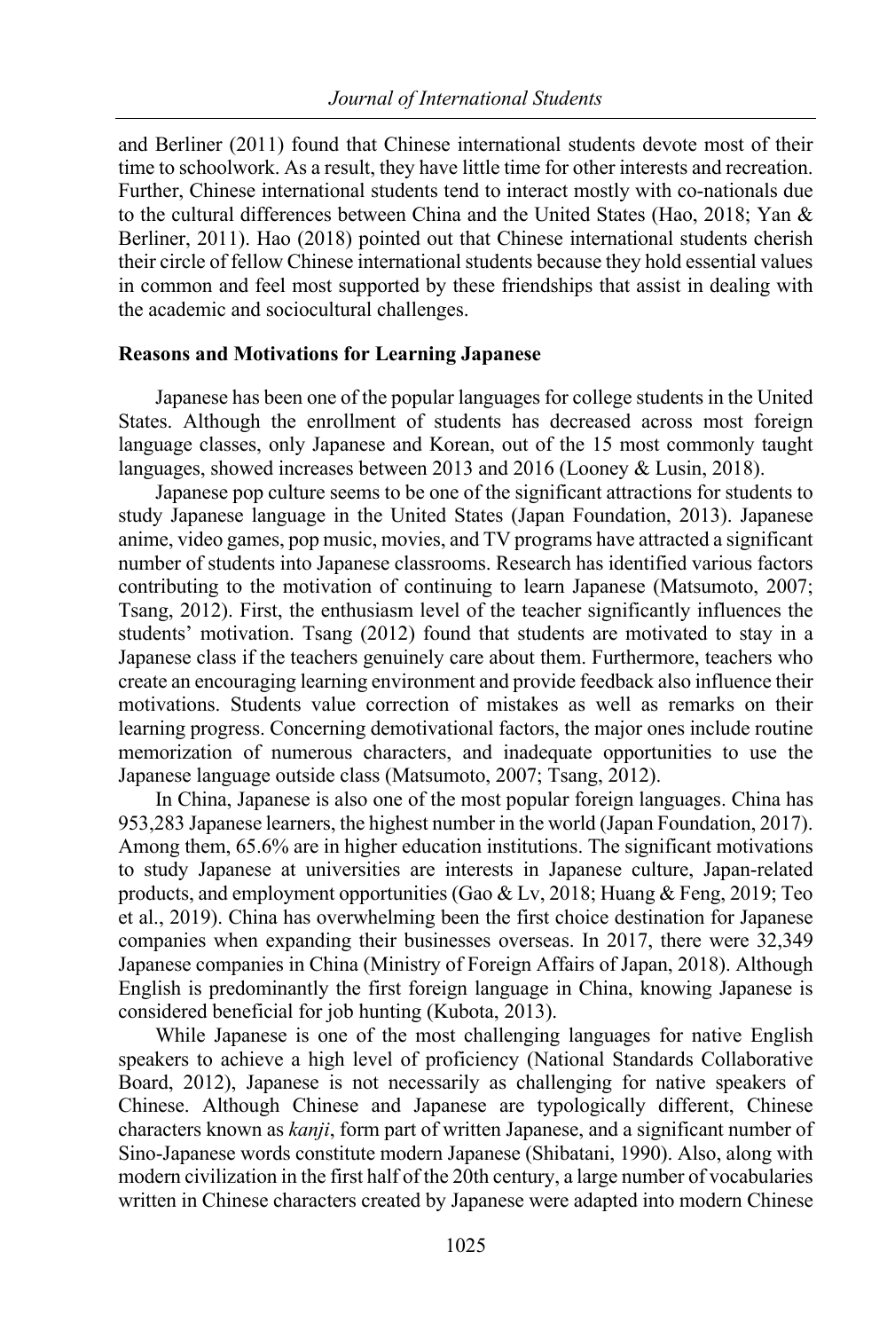and Berliner (2011) found that Chinese international students devote most of their time to schoolwork. As a result, they have little time for other interests and recreation. Further, Chinese international students tend to interact mostly with co-nationals due to the cultural differences between China and the United States (Hao, 2018; Yan & Berliner, 2011). Hao (2018) pointed out that Chinese international students cherish their circle of fellow Chinese international students because they hold essential values in common and feel most supported by these friendships that assist in dealing with the academic and sociocultural challenges.

### Reasons and Motivations for Learning Japanese

Japanese has been one of the popular languages for college students in the United States. Although the enrollment of students has decreased across most foreign language classes, only Japanese and Korean, out of the 15 most commonly taught languages, showed increases between 2013 and 2016 (Looney & Lusin, 2018).

Japanese pop culture seems to be one of the significant attractions for students to study Japanese language in the United States (Japan Foundation, 2013). Japanese anime, video games, pop music, movies, and TV programs have attracted a significant number of students into Japanese classrooms. Research has identified various factors contributing to the motivation of continuing to learn Japanese (Matsumoto, 2007; Tsang, 2012). First, the enthusiasm level of the teacher significantly influences the students' motivation. Tsang (2012) found that students are motivated to stay in a Japanese class if the teachers genuinely care about them. Furthermore, teachers who create an encouraging learning environment and provide feedback also influence their motivations. Students value correction of mistakes as well as remarks on their learning progress. Concerning demotivational factors, the major ones include routine memorization of numerous characters, and inadequate opportunities to use the Japanese language outside class (Matsumoto, 2007; Tsang, 2012).

In China, Japanese is also one of the most popular foreign languages. China has 953,283 Japanese learners, the highest number in the world (Japan Foundation, 2017). Among them, 65.6% are in higher education institutions. The significant motivations to study Japanese at universities are interests in Japanese culture, Japan-related products, and employment opportunities (Gao & Lv, 2018; Huang & Feng, 2019; Teo et al., 2019). China has overwhelming been the first choice destination for Japanese companies when expanding their businesses overseas. In 2017, there were 32,349 Japanese companies in China (Ministry of Foreign Affairs of Japan, 2018). Although English is predominantly the first foreign language in China, knowing Japanese is considered beneficial for job hunting (Kubota, 2013).

While Japanese is one of the most challenging languages for native English speakers to achieve a high level of proficiency (National Standards Collaborative Board, 2012), Japanese is not necessarily as challenging for native speakers of Chinese. Although Chinese and Japanese are typologically different, Chinese characters known as *kanji*, form part of written Japanese, and a significant number of Sino-Japanese words constitute modern Japanese (Shibatani, 1990). Also, along with modern civilization in the first half of the 20th century, a large number of vocabularies written in Chinese characters created by Japanese were adapted into modern Chinese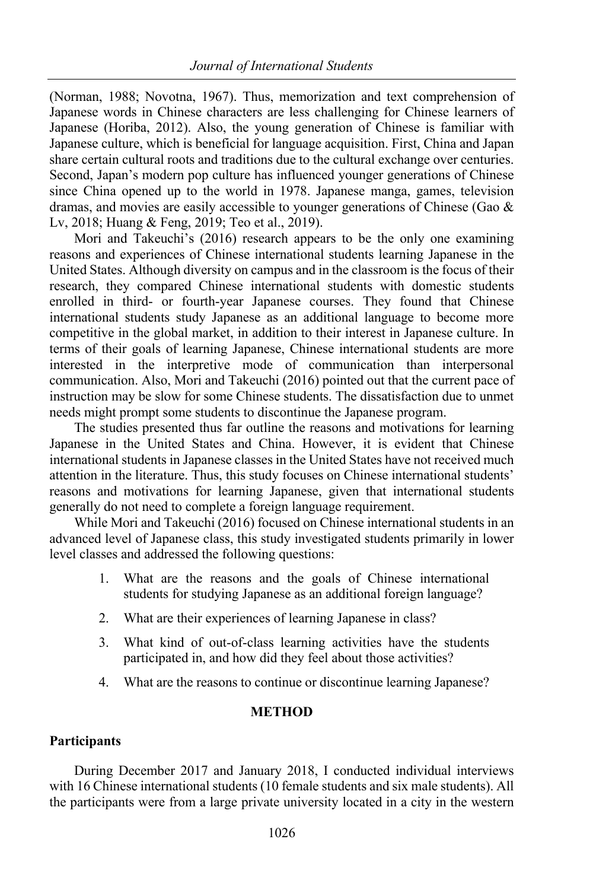(Norman, 1988; Novotna, 1967). Thus, memorization and text comprehension of Japanese words in Chinese characters are less challenging for Chinese learners of Japanese (Horiba, 2012). Also, the young generation of Chinese is familiar with Japanese culture, which is beneficial for language acquisition. First, China and Japan share certain cultural roots and traditions due to the cultural exchange over centuries. Second, Japan's modern pop culture has influenced younger generations of Chinese since China opened up to the world in 1978. Japanese manga, games, television dramas, and movies are easily accessible to younger generations of Chinese (Gao & Lv, 2018; Huang & Feng, 2019; Teo et al., 2019).

Mori and Takeuchi's (2016) research appears to be the only one examining reasons and experiences of Chinese international students learning Japanese in the United States. Although diversity on campus and in the classroom is the focus of their research, they compared Chinese international students with domestic students enrolled in third- or fourth-year Japanese courses. They found that Chinese international students study Japanese as an additional language to become more competitive in the global market, in addition to their interest in Japanese culture. In terms of their goals of learning Japanese, Chinese international students are more interested in the interpretive mode of communication than interpersonal communication. Also, Mori and Takeuchi (2016) pointed out that the current pace of instruction may be slow for some Chinese students. The dissatisfaction due to unmet needs might prompt some students to discontinue the Japanese program.

The studies presented thus far outline the reasons and motivations for learning Japanese in the United States and China. However, it is evident that Chinese international students in Japanese classes in the United States have not received much attention in the literature. Thus, this study focuses on Chinese international students' reasons and motivations for learning Japanese, given that international students generally do not need to complete a foreign language requirement.

While Mori and Takeuchi (2016) focused on Chinese international students in an advanced level of Japanese class, this study investigated students primarily in lower level classes and addressed the following questions:

1. What are the reasons and the goals of Chinese international students for studying Japanese as an additional foreign language?
2. What are their experiences of learning Japanese in class?
3. What kind of out-of-class learning activities have the students participated in, and how did they feel about those activities?
4. What are the reasons to continue or discontinue learning Japanese?

## METHOD

### Participants

During December 2017 and January 2018, I conducted individual interviews with 16 Chinese international students (10 female students and six male students). All the participants were from a large private university located in a city in the western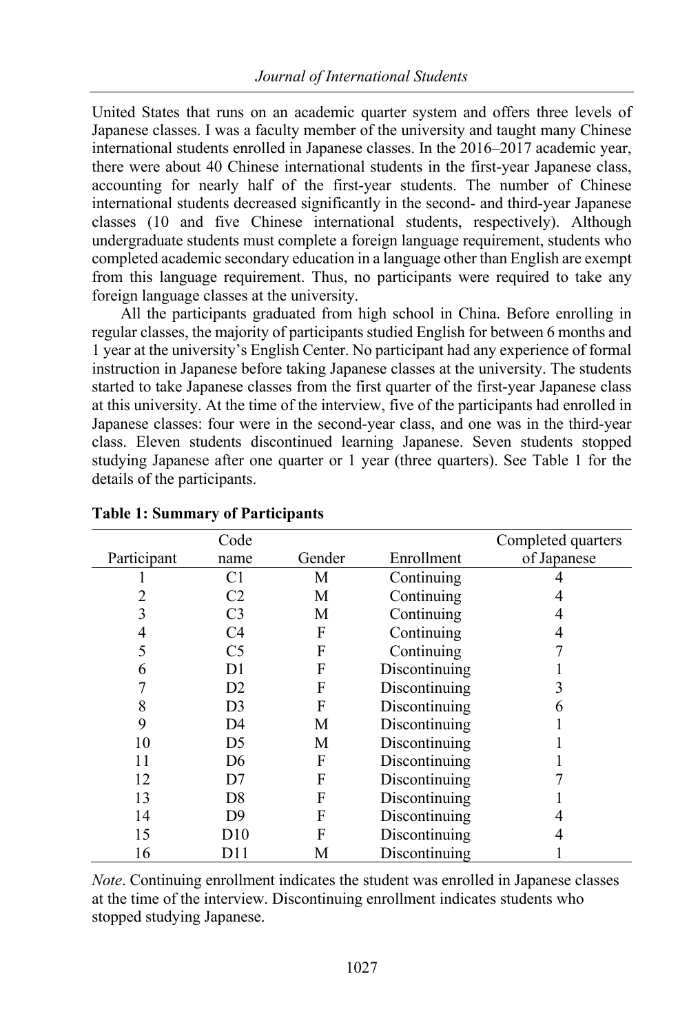United States that runs on an academic quarter system and offers three levels of Japanese classes. I was a faculty member of the university and taught many Chinese international students enrolled in Japanese classes. In the 2016–2017 academic year, there were about 40 Chinese international students in the first-year Japanese class, accounting for nearly half of the first-year students. The number of Chinese international students decreased significantly in the second- and third-year Japanese classes (10 and five Chinese international students, respectively). Although undergraduate students must complete a foreign language requirement, students who completed academic secondary education in a language other than English are exempt from this language requirement. Thus, no participants were required to take any foreign language classes at the university.

All the participants graduated from high school in China. Before enrolling in regular classes, the majority of participants studied English for between 6 months and 1 year at the university's English Center. No participant had any experience of formal instruction in Japanese before taking Japanese classes at the university. The students started to take Japanese classes from the first quarter of the first-year Japanese class at this university. At the time of the interview, five of the participants had enrolled in Japanese classes: four were in the second-year class, and one was in the third-year class. Eleven students discontinued learning Japanese. Seven students stopped studying Japanese after one quarter or 1 year (three quarters). See Table 1 for the details of the participants.

**Table 1: Summary of Participants**

| Participant | Code name | Gender | Enrollment | Completed quarters of Japanese |
|---|---|---|---|---|
| 1 | C1 | M | Continuing | 4 |
| 2 | C2 | M | Continuing | 4 |
| 3 | C3 | M | Continuing | 4 |
| 4 | C4 | F | Continuing | 4 |
| 5 | C5 | F | Continuing | 7 |
| 6 | D1 | F | Discontinuing | 1 |
| 7 | D2 | F | Discontinuing | 3 |
| 8 | D3 | F | Discontinuing | 6 |
| 9 | D4 | M | Discontinuing | 1 |
| 10 | D5 | M | Discontinuing | 1 |
| 11 | D6 | F | Discontinuing | 1 |
| 12 | D7 | F | Discontinuing | 7 |
| 13 | D8 | F | Discontinuing | 1 |
| 14 | D9 | F | Discontinuing | 4 |
| 15 | D10 | F | Discontinuing | 4 |
| 16 | D11 | M | Discontinuing | 1 |

*Note*. Continuing enrollment indicates the student was enrolled in Japanese classes at the time of the interview. Discontinuing enrollment indicates students who stopped studying Japanese.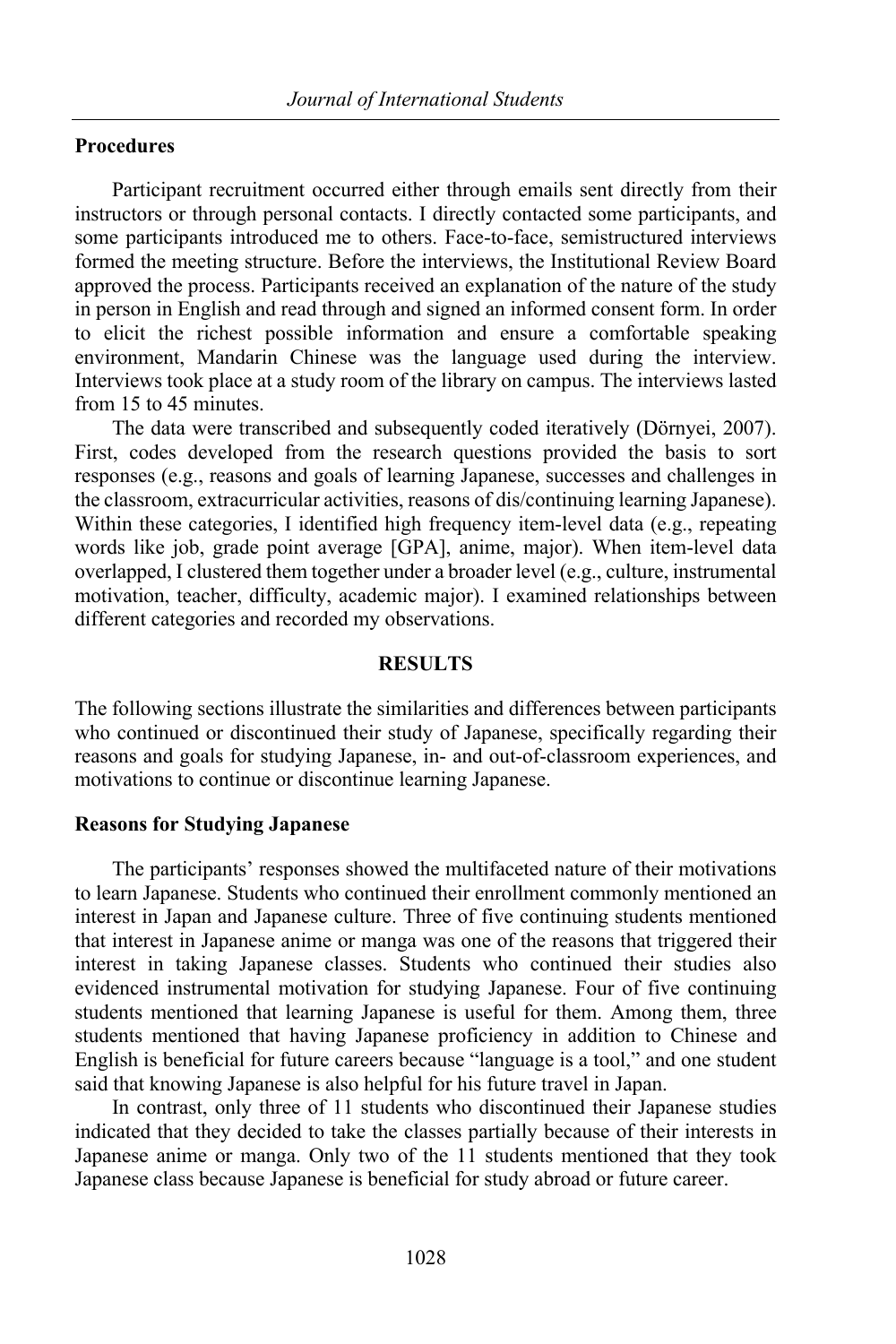### Procedures

Participant recruitment occurred either through emails sent directly from their instructors or through personal contacts. I directly contacted some participants, and some participants introduced me to others. Face-to-face, semistructured interviews formed the meeting structure. Before the interviews, the Institutional Review Board approved the process. Participants received an explanation of the nature of the study in person in English and read through and signed an informed consent form. In order to elicit the richest possible information and ensure a comfortable speaking environment, Mandarin Chinese was the language used during the interview. Interviews took place at a study room of the library on campus. The interviews lasted from 15 to 45 minutes.

The data were transcribed and subsequently coded iteratively (Dörnyei, 2007). First, codes developed from the research questions provided the basis to sort responses (e.g., reasons and goals of learning Japanese, successes and challenges in the classroom, extracurricular activities, reasons of dis/continuing learning Japanese). Within these categories, I identified high frequency item-level data (e.g., repeating words like job, grade point average [GPA], anime, major). When item-level data overlapped, I clustered them together under a broader level (e.g., culture, instrumental motivation, teacher, difficulty, academic major). I examined relationships between different categories and recorded my observations.

## RESULTS

The following sections illustrate the similarities and differences between participants who continued or discontinued their study of Japanese, specifically regarding their reasons and goals for studying Japanese, in- and out-of-classroom experiences, and motivations to continue or discontinue learning Japanese.

### Reasons for Studying Japanese

The participants' responses showed the multifaceted nature of their motivations to learn Japanese. Students who continued their enrollment commonly mentioned an interest in Japan and Japanese culture. Three of five continuing students mentioned that interest in Japanese anime or manga was one of the reasons that triggered their interest in taking Japanese classes. Students who continued their studies also evidenced instrumental motivation for studying Japanese. Four of five continuing students mentioned that learning Japanese is useful for them. Among them, three students mentioned that having Japanese proficiency in addition to Chinese and English is beneficial for future careers because "language is a tool," and one student said that knowing Japanese is also helpful for his future travel in Japan.

In contrast, only three of 11 students who discontinued their Japanese studies indicated that they decided to take the classes partially because of their interests in Japanese anime or manga. Only two of the 11 students mentioned that they took Japanese class because Japanese is beneficial for study abroad or future career.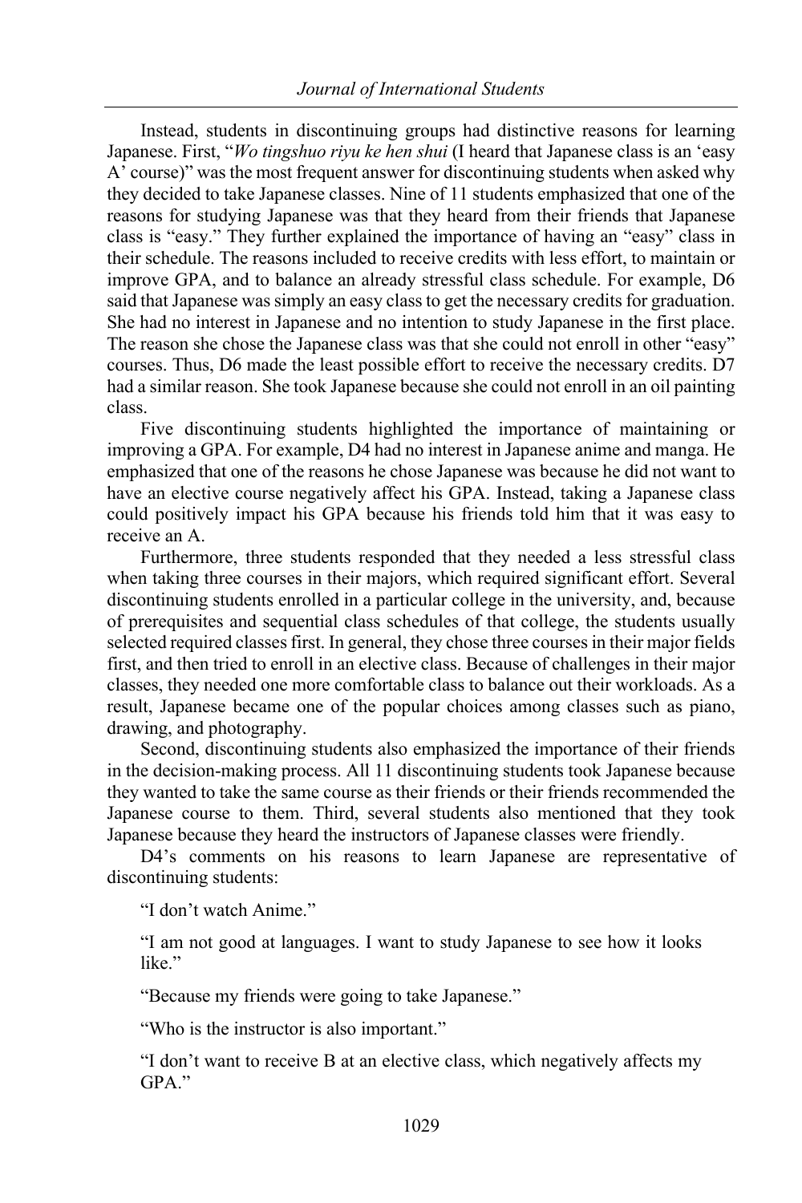Instead, students in discontinuing groups had distinctive reasons for learning Japanese. First, "*Wo tingshuo riyu ke hen shui* (I heard that Japanese class is an 'easy A' course)" was the most frequent answer for discontinuing students when asked why they decided to take Japanese classes. Nine of 11 students emphasized that one of the reasons for studying Japanese was that they heard from their friends that Japanese class is "easy." They further explained the importance of having an "easy" class in their schedule. The reasons included to receive credits with less effort, to maintain or improve GPA, and to balance an already stressful class schedule. For example, D6 said that Japanese was simply an easy class to get the necessary credits for graduation. She had no interest in Japanese and no intention to study Japanese in the first place. The reason she chose the Japanese class was that she could not enroll in other "easy" courses. Thus, D6 made the least possible effort to receive the necessary credits. D7 had a similar reason. She took Japanese because she could not enroll in an oil painting class.

Five discontinuing students highlighted the importance of maintaining or improving a GPA. For example, D4 had no interest in Japanese anime and manga. He emphasized that one of the reasons he chose Japanese was because he did not want to have an elective course negatively affect his GPA. Instead, taking a Japanese class could positively impact his GPA because his friends told him that it was easy to receive an A.

Furthermore, three students responded that they needed a less stressful class when taking three courses in their majors, which required significant effort. Several discontinuing students enrolled in a particular college in the university, and, because of prerequisites and sequential class schedules of that college, the students usually selected required classes first. In general, they chose three courses in their major fields first, and then tried to enroll in an elective class. Because of challenges in their major classes, they needed one more comfortable class to balance out their workloads. As a result, Japanese became one of the popular choices among classes such as piano, drawing, and photography.

Second, discontinuing students also emphasized the importance of their friends in the decision-making process. All 11 discontinuing students took Japanese because they wanted to take the same course as their friends or their friends recommended the Japanese course to them. Third, several students also mentioned that they took Japanese because they heard the instructors of Japanese classes were friendly.

D4's comments on his reasons to learn Japanese are representative of discontinuing students:

> "I don't watch Anime."
>
> "I am not good at languages. I want to study Japanese to see how it looks like."
>
> "Because my friends were going to take Japanese."
>
> "Who is the instructor is also important."
>
> "I don't want to receive B at an elective class, which negatively affects my GPA."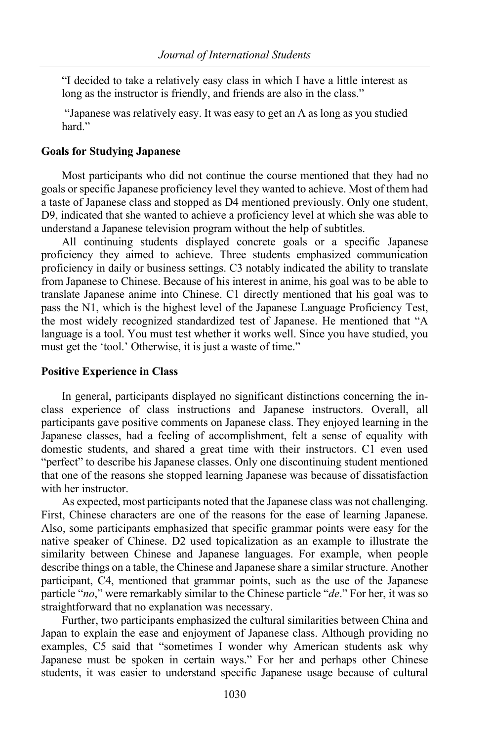> "I decided to take a relatively easy class in which I have a little interest as long as the instructor is friendly, and friends are also in the class."

> "Japanese was relatively easy. It was easy to get an A as long as you studied hard."

### Goals for Studying Japanese

Most participants who did not continue the course mentioned that they had no goals or specific Japanese proficiency level they wanted to achieve. Most of them had a taste of Japanese class and stopped as D4 mentioned previously. Only one student, D9, indicated that she wanted to achieve a proficiency level at which she was able to understand a Japanese television program without the help of subtitles.

All continuing students displayed concrete goals or a specific Japanese proficiency they aimed to achieve. Three students emphasized communication proficiency in daily or business settings. C3 notably indicated the ability to translate from Japanese to Chinese. Because of his interest in anime, his goal was to be able to translate Japanese anime into Chinese. C1 directly mentioned that his goal was to pass the N1, which is the highest level of the Japanese Language Proficiency Test, the most widely recognized standardized test of Japanese. He mentioned that "A language is a tool. You must test whether it works well. Since you have studied, you must get the 'tool.' Otherwise, it is just a waste of time."

### Positive Experience in Class

In general, participants displayed no significant distinctions concerning the in-class experience of class instructions and Japanese instructors. Overall, all participants gave positive comments on Japanese class. They enjoyed learning in the Japanese classes, had a feeling of accomplishment, felt a sense of equality with domestic students, and shared a great time with their instructors. C1 even used "perfect" to describe his Japanese classes. Only one discontinuing student mentioned that one of the reasons she stopped learning Japanese was because of dissatisfaction with her instructor.

As expected, most participants noted that the Japanese class was not challenging. First, Chinese characters are one of the reasons for the ease of learning Japanese. Also, some participants emphasized that specific grammar points were easy for the native speaker of Chinese. D2 used topicalization as an example to illustrate the similarity between Chinese and Japanese languages. For example, when people describe things on a table, the Chinese and Japanese share a similar structure. Another participant, C4, mentioned that grammar points, such as the use of the Japanese particle "*no*," were remarkably similar to the Chinese particle "*de*." For her, it was so straightforward that no explanation was necessary.

Further, two participants emphasized the cultural similarities between China and Japan to explain the ease and enjoyment of Japanese class. Although providing no examples, C5 said that "sometimes I wonder why American students ask why Japanese must be spoken in certain ways." For her and perhaps other Chinese students, it was easier to understand specific Japanese usage because of cultural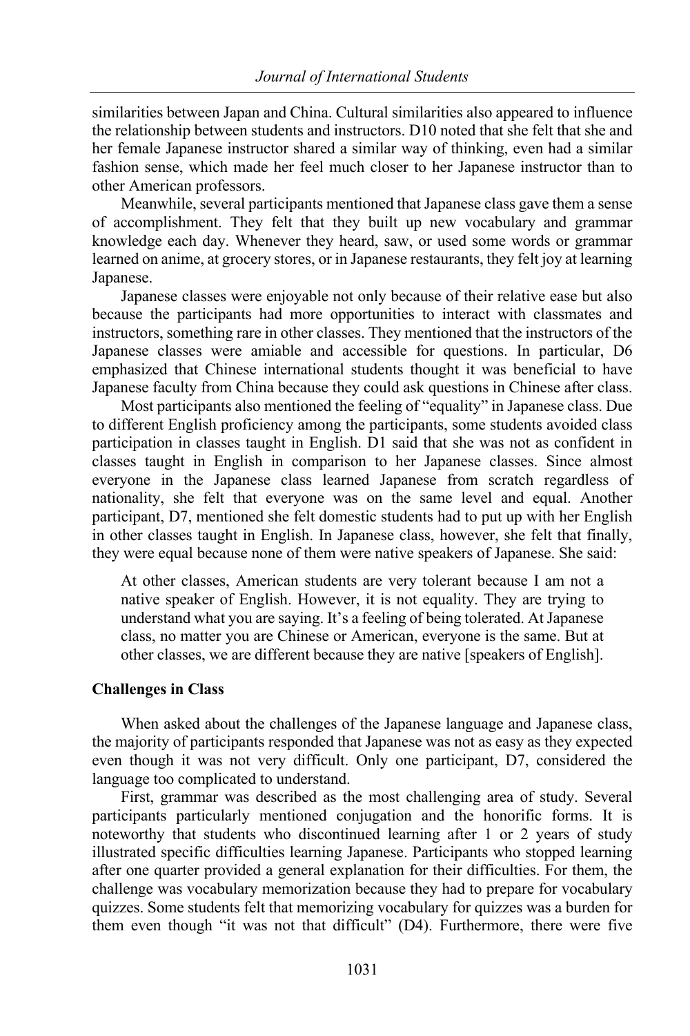similarities between Japan and China. Cultural similarities also appeared to influence the relationship between students and instructors. D10 noted that she felt that she and her female Japanese instructor shared a similar way of thinking, even had a similar fashion sense, which made her feel much closer to her Japanese instructor than to other American professors.

Meanwhile, several participants mentioned that Japanese class gave them a sense of accomplishment. They felt that they built up new vocabulary and grammar knowledge each day. Whenever they heard, saw, or used some words or grammar learned on anime, at grocery stores, or in Japanese restaurants, they felt joy at learning Japanese.

Japanese classes were enjoyable not only because of their relative ease but also because the participants had more opportunities to interact with classmates and instructors, something rare in other classes. They mentioned that the instructors of the Japanese classes were amiable and accessible for questions. In particular, D6 emphasized that Chinese international students thought it was beneficial to have Japanese faculty from China because they could ask questions in Chinese after class.

Most participants also mentioned the feeling of "equality" in Japanese class. Due to different English proficiency among the participants, some students avoided class participation in classes taught in English. D1 said that she was not as confident in classes taught in English in comparison to her Japanese classes. Since almost everyone in the Japanese class learned Japanese from scratch regardless of nationality, she felt that everyone was on the same level and equal. Another participant, D7, mentioned she felt domestic students had to put up with her English in other classes taught in English. In Japanese class, however, she felt that finally, they were equal because none of them were native speakers of Japanese. She said:

> At other classes, American students are very tolerant because I am not a native speaker of English. However, it is not equality. They are trying to understand what you are saying. It's a feeling of being tolerated. At Japanese class, no matter you are Chinese or American, everyone is the same. But at other classes, we are different because they are native [speakers of English].

### Challenges in Class

When asked about the challenges of the Japanese language and Japanese class, the majority of participants responded that Japanese was not as easy as they expected even though it was not very difficult. Only one participant, D7, considered the language too complicated to understand.

First, grammar was described as the most challenging area of study. Several participants particularly mentioned conjugation and the honorific forms. It is noteworthy that students who discontinued learning after 1 or 2 years of study illustrated specific difficulties learning Japanese. Participants who stopped learning after one quarter provided a general explanation for their difficulties. For them, the challenge was vocabulary memorization because they had to prepare for vocabulary quizzes. Some students felt that memorizing vocabulary for quizzes was a burden for them even though "it was not that difficult" (D4). Furthermore, there were five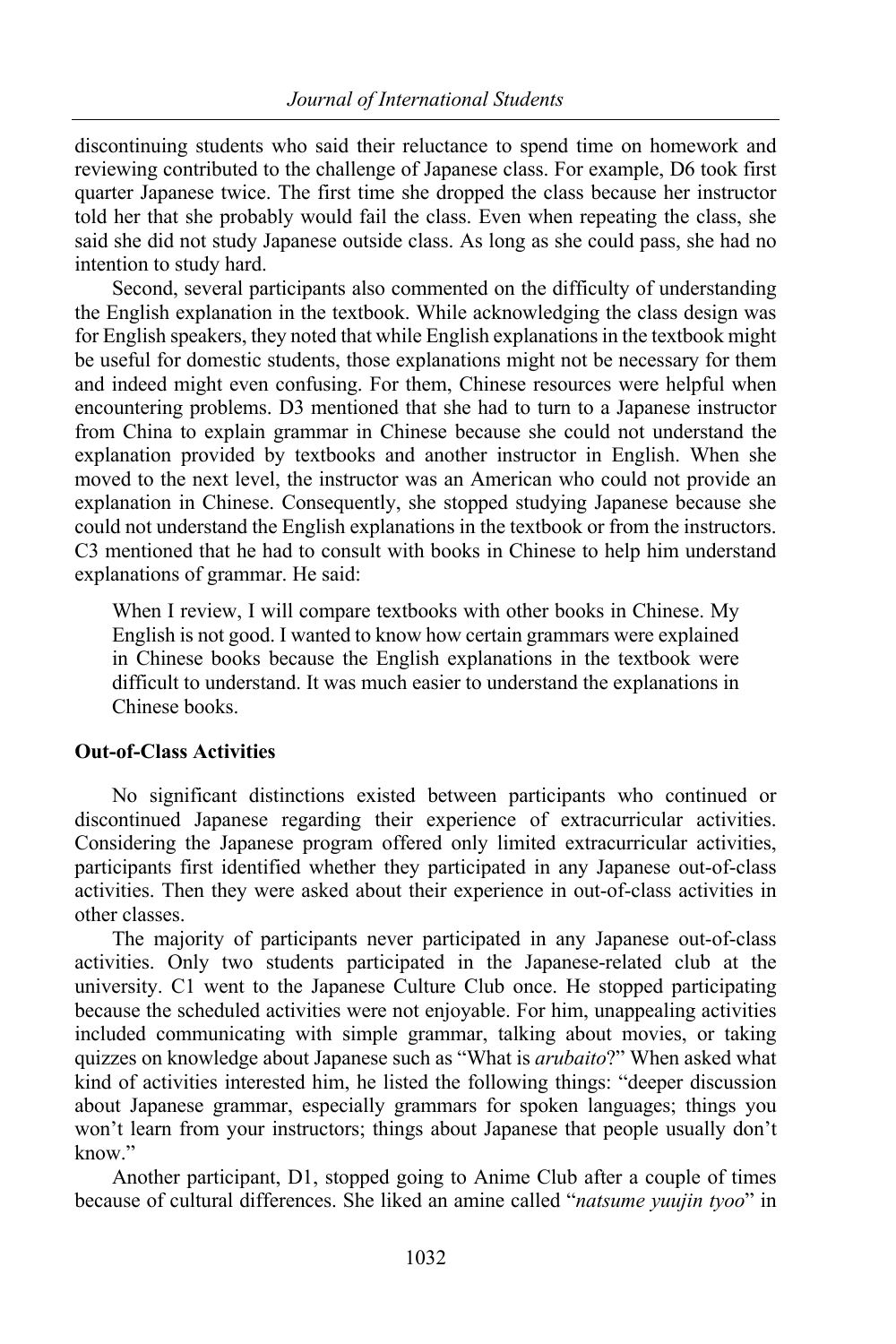discontinuing students who said their reluctance to spend time on homework and reviewing contributed to the challenge of Japanese class. For example, D6 took first quarter Japanese twice. The first time she dropped the class because her instructor told her that she probably would fail the class. Even when repeating the class, she said she did not study Japanese outside class. As long as she could pass, she had no intention to study hard.

Second, several participants also commented on the difficulty of understanding the English explanation in the textbook. While acknowledging the class design was for English speakers, they noted that while English explanations in the textbook might be useful for domestic students, those explanations might not be necessary for them and indeed might even confusing. For them, Chinese resources were helpful when encountering problems. D3 mentioned that she had to turn to a Japanese instructor from China to explain grammar in Chinese because she could not understand the explanation provided by textbooks and another instructor in English. When she moved to the next level, the instructor was an American who could not provide an explanation in Chinese. Consequently, she stopped studying Japanese because she could not understand the English explanations in the textbook or from the instructors. C3 mentioned that he had to consult with books in Chinese to help him understand explanations of grammar. He said:

> When I review, I will compare textbooks with other books in Chinese. My English is not good. I wanted to know how certain grammars were explained in Chinese books because the English explanations in the textbook were difficult to understand. It was much easier to understand the explanations in Chinese books.

**Out-of-Class Activities**

No significant distinctions existed between participants who continued or discontinued Japanese regarding their experience of extracurricular activities. Considering the Japanese program offered only limited extracurricular activities, participants first identified whether they participated in any Japanese out-of-class activities. Then they were asked about their experience in out-of-class activities in other classes.

The majority of participants never participated in any Japanese out-of-class activities. Only two students participated in the Japanese-related club at the university. C1 went to the Japanese Culture Club once. He stopped participating because the scheduled activities were not enjoyable. For him, unappealing activities included communicating with simple grammar, talking about movies, or taking quizzes on knowledge about Japanese such as "What is *arubaito*?" When asked what kind of activities interested him, he listed the following things: "deeper discussion about Japanese grammar, especially grammars for spoken languages; things you won't learn from your instructors; things about Japanese that people usually don't know."

Another participant, D1, stopped going to Anime Club after a couple of times because of cultural differences. She liked an amine called "*natsume yuujin tyoo*" in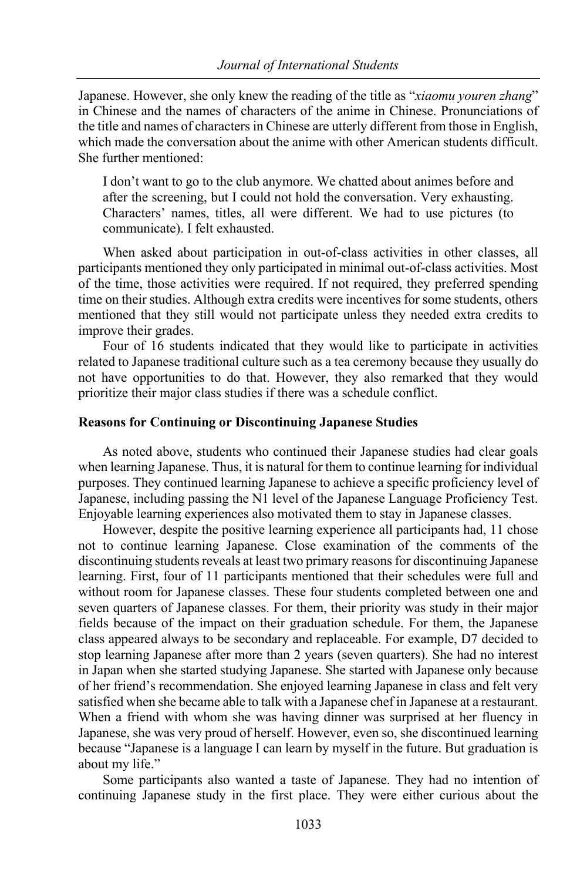Japanese. However, she only knew the reading of the title as "*xiaomu youren zhang*" in Chinese and the names of characters of the anime in Chinese. Pronunciations of the title and names of characters in Chinese are utterly different from those in English, which made the conversation about the anime with other American students difficult. She further mentioned:

> I don't want to go to the club anymore. We chatted about animes before and after the screening, but I could not hold the conversation. Very exhausting. Characters' names, titles, all were different. We had to use pictures (to communicate). I felt exhausted.

When asked about participation in out-of-class activities in other classes, all participants mentioned they only participated in minimal out-of-class activities. Most of the time, those activities were required. If not required, they preferred spending time on their studies. Although extra credits were incentives for some students, others mentioned that they still would not participate unless they needed extra credits to improve their grades.

Four of 16 students indicated that they would like to participate in activities related to Japanese traditional culture such as a tea ceremony because they usually do not have opportunities to do that. However, they also remarked that they would prioritize their major class studies if there was a schedule conflict.

### Reasons for Continuing or Discontinuing Japanese Studies

As noted above, students who continued their Japanese studies had clear goals when learning Japanese. Thus, it is natural for them to continue learning for individual purposes. They continued learning Japanese to achieve a specific proficiency level of Japanese, including passing the N1 level of the Japanese Language Proficiency Test. Enjoyable learning experiences also motivated them to stay in Japanese classes.

However, despite the positive learning experience all participants had, 11 chose not to continue learning Japanese. Close examination of the comments of the discontinuing students reveals at least two primary reasons for discontinuing Japanese learning. First, four of 11 participants mentioned that their schedules were full and without room for Japanese classes. These four students completed between one and seven quarters of Japanese classes. For them, their priority was study in their major fields because of the impact on their graduation schedule. For them, the Japanese class appeared always to be secondary and replaceable. For example, D7 decided to stop learning Japanese after more than 2 years (seven quarters). She had no interest in Japan when she started studying Japanese. She started with Japanese only because of her friend's recommendation. She enjoyed learning Japanese in class and felt very satisfied when she became able to talk with a Japanese chef in Japanese at a restaurant. When a friend with whom she was having dinner was surprised at her fluency in Japanese, she was very proud of herself. However, even so, she discontinued learning because "Japanese is a language I can learn by myself in the future. But graduation is about my life."

Some participants also wanted a taste of Japanese. They had no intention of continuing Japanese study in the first place. They were either curious about the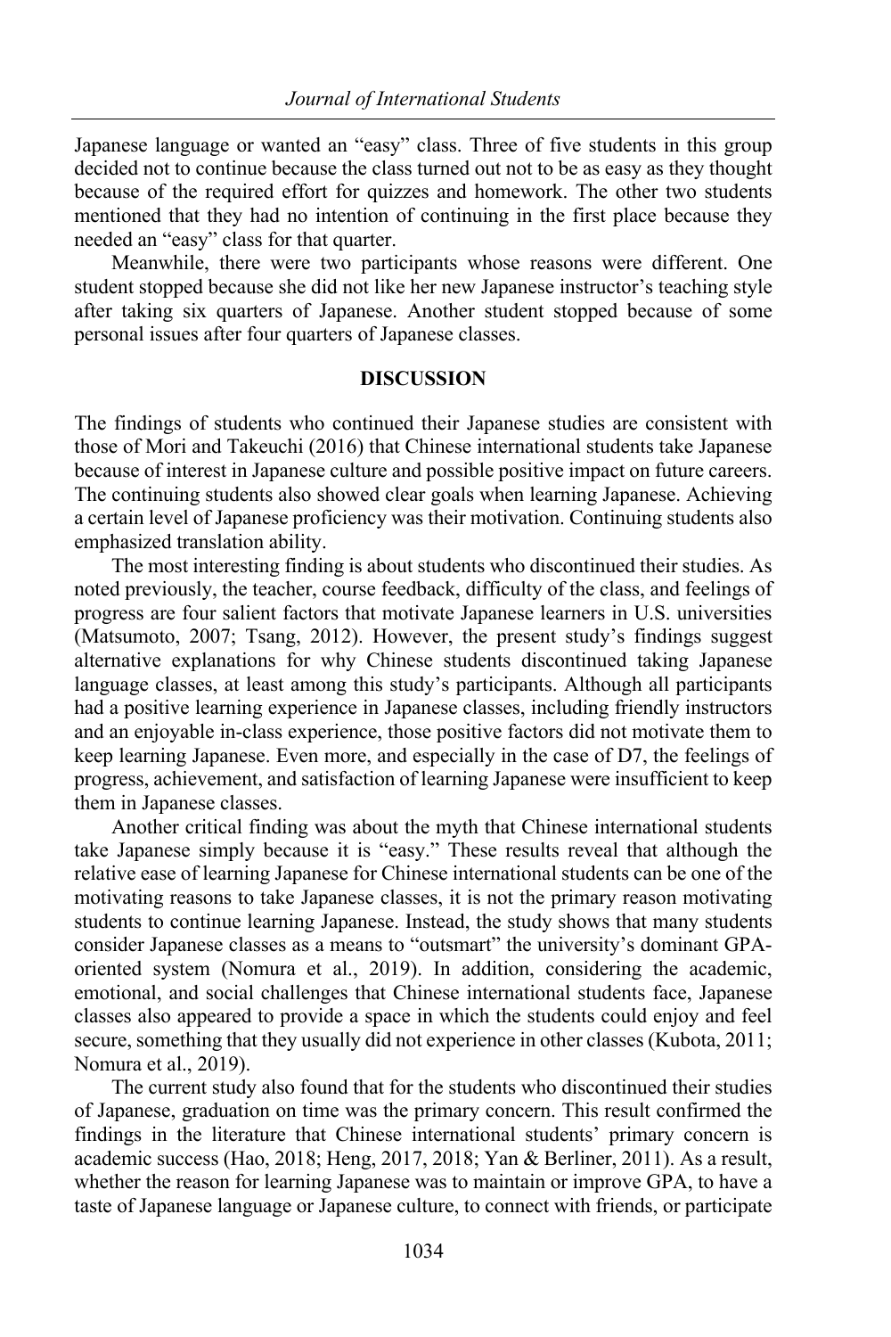Japanese language or wanted an "easy" class. Three of five students in this group decided not to continue because the class turned out not to be as easy as they thought because of the required effort for quizzes and homework. The other two students mentioned that they had no intention of continuing in the first place because they needed an "easy" class for that quarter.

Meanwhile, there were two participants whose reasons were different. One student stopped because she did not like her new Japanese instructor's teaching style after taking six quarters of Japanese. Another student stopped because of some personal issues after four quarters of Japanese classes.

## DISCUSSION

The findings of students who continued their Japanese studies are consistent with those of Mori and Takeuchi (2016) that Chinese international students take Japanese because of interest in Japanese culture and possible positive impact on future careers. The continuing students also showed clear goals when learning Japanese. Achieving a certain level of Japanese proficiency was their motivation. Continuing students also emphasized translation ability.

The most interesting finding is about students who discontinued their studies. As noted previously, the teacher, course feedback, difficulty of the class, and feelings of progress are four salient factors that motivate Japanese learners in U.S. universities (Matsumoto, 2007; Tsang, 2012). However, the present study's findings suggest alternative explanations for why Chinese students discontinued taking Japanese language classes, at least among this study's participants. Although all participants had a positive learning experience in Japanese classes, including friendly instructors and an enjoyable in-class experience, those positive factors did not motivate them to keep learning Japanese. Even more, and especially in the case of D7, the feelings of progress, achievement, and satisfaction of learning Japanese were insufficient to keep them in Japanese classes.

Another critical finding was about the myth that Chinese international students take Japanese simply because it is "easy." These results reveal that although the relative ease of learning Japanese for Chinese international students can be one of the motivating reasons to take Japanese classes, it is not the primary reason motivating students to continue learning Japanese. Instead, the study shows that many students consider Japanese classes as a means to "outsmart" the university's dominant GPA-oriented system (Nomura et al., 2019). In addition, considering the academic, emotional, and social challenges that Chinese international students face, Japanese classes also appeared to provide a space in which the students could enjoy and feel secure, something that they usually did not experience in other classes (Kubota, 2011; Nomura et al., 2019).

The current study also found that for the students who discontinued their studies of Japanese, graduation on time was the primary concern. This result confirmed the findings in the literature that Chinese international students' primary concern is academic success (Hao, 2018; Heng, 2017, 2018; Yan & Berliner, 2011). As a result, whether the reason for learning Japanese was to maintain or improve GPA, to have a taste of Japanese language or Japanese culture, to connect with friends, or participate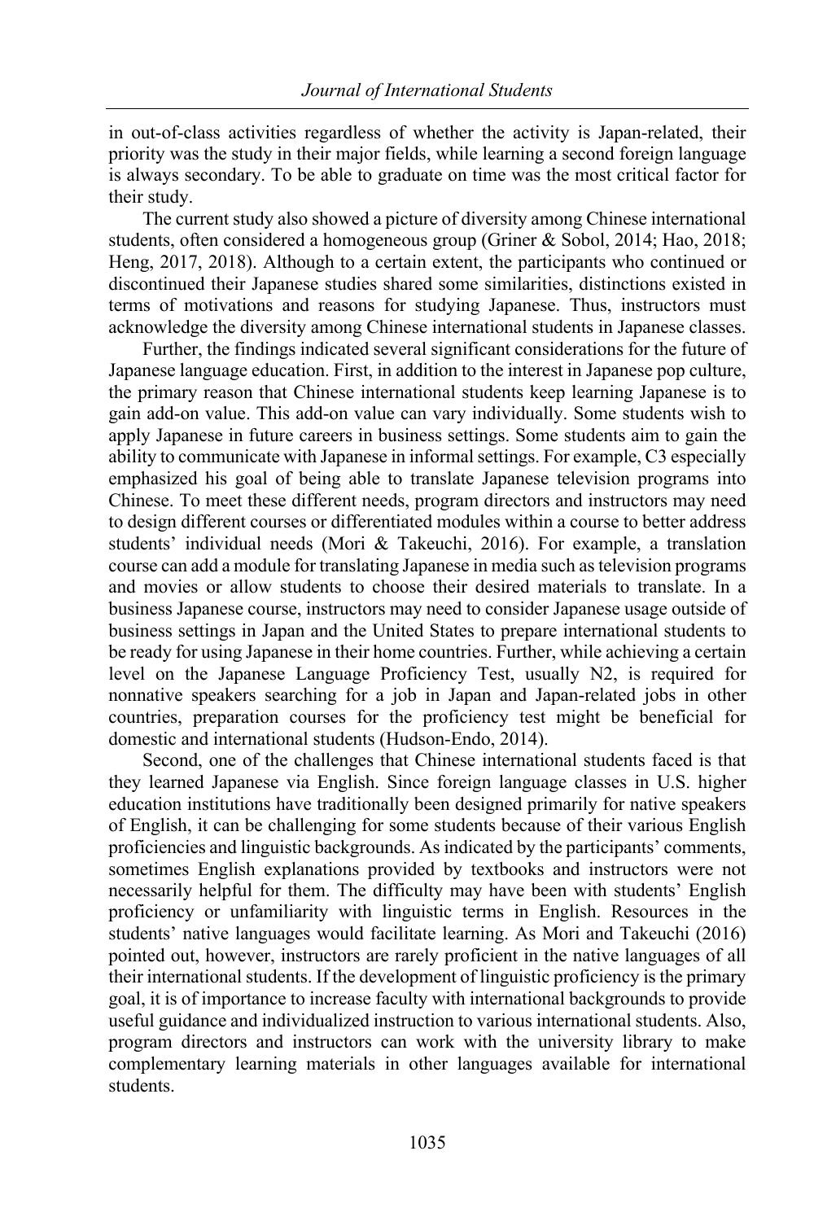in out-of-class activities regardless of whether the activity is Japan-related, their priority was the study in their major fields, while learning a second foreign language is always secondary. To be able to graduate on time was the most critical factor for their study.

The current study also showed a picture of diversity among Chinese international students, often considered a homogeneous group (Griner & Sobol, 2014; Hao, 2018; Heng, 2017, 2018). Although to a certain extent, the participants who continued or discontinued their Japanese studies shared some similarities, distinctions existed in terms of motivations and reasons for studying Japanese. Thus, instructors must acknowledge the diversity among Chinese international students in Japanese classes.

Further, the findings indicated several significant considerations for the future of Japanese language education. First, in addition to the interest in Japanese pop culture, the primary reason that Chinese international students keep learning Japanese is to gain add-on value. This add-on value can vary individually. Some students wish to apply Japanese in future careers in business settings. Some students aim to gain the ability to communicate with Japanese in informal settings. For example, C3 especially emphasized his goal of being able to translate Japanese television programs into Chinese. To meet these different needs, program directors and instructors may need to design different courses or differentiated modules within a course to better address students' individual needs (Mori & Takeuchi, 2016). For example, a translation course can add a module for translating Japanese in media such as television programs and movies or allow students to choose their desired materials to translate. In a business Japanese course, instructors may need to consider Japanese usage outside of business settings in Japan and the United States to prepare international students to be ready for using Japanese in their home countries. Further, while achieving a certain level on the Japanese Language Proficiency Test, usually N2, is required for nonnative speakers searching for a job in Japan and Japan-related jobs in other countries, preparation courses for the proficiency test might be beneficial for domestic and international students (Hudson-Endo, 2014).

Second, one of the challenges that Chinese international students faced is that they learned Japanese via English. Since foreign language classes in U.S. higher education institutions have traditionally been designed primarily for native speakers of English, it can be challenging for some students because of their various English proficiencies and linguistic backgrounds. As indicated by the participants' comments, sometimes English explanations provided by textbooks and instructors were not necessarily helpful for them. The difficulty may have been with students' English proficiency or unfamiliarity with linguistic terms in English. Resources in the students' native languages would facilitate learning. As Mori and Takeuchi (2016) pointed out, however, instructors are rarely proficient in the native languages of all their international students. If the development of linguistic proficiency is the primary goal, it is of importance to increase faculty with international backgrounds to provide useful guidance and individualized instruction to various international students. Also, program directors and instructors can work with the university library to make complementary learning materials in other languages available for international students.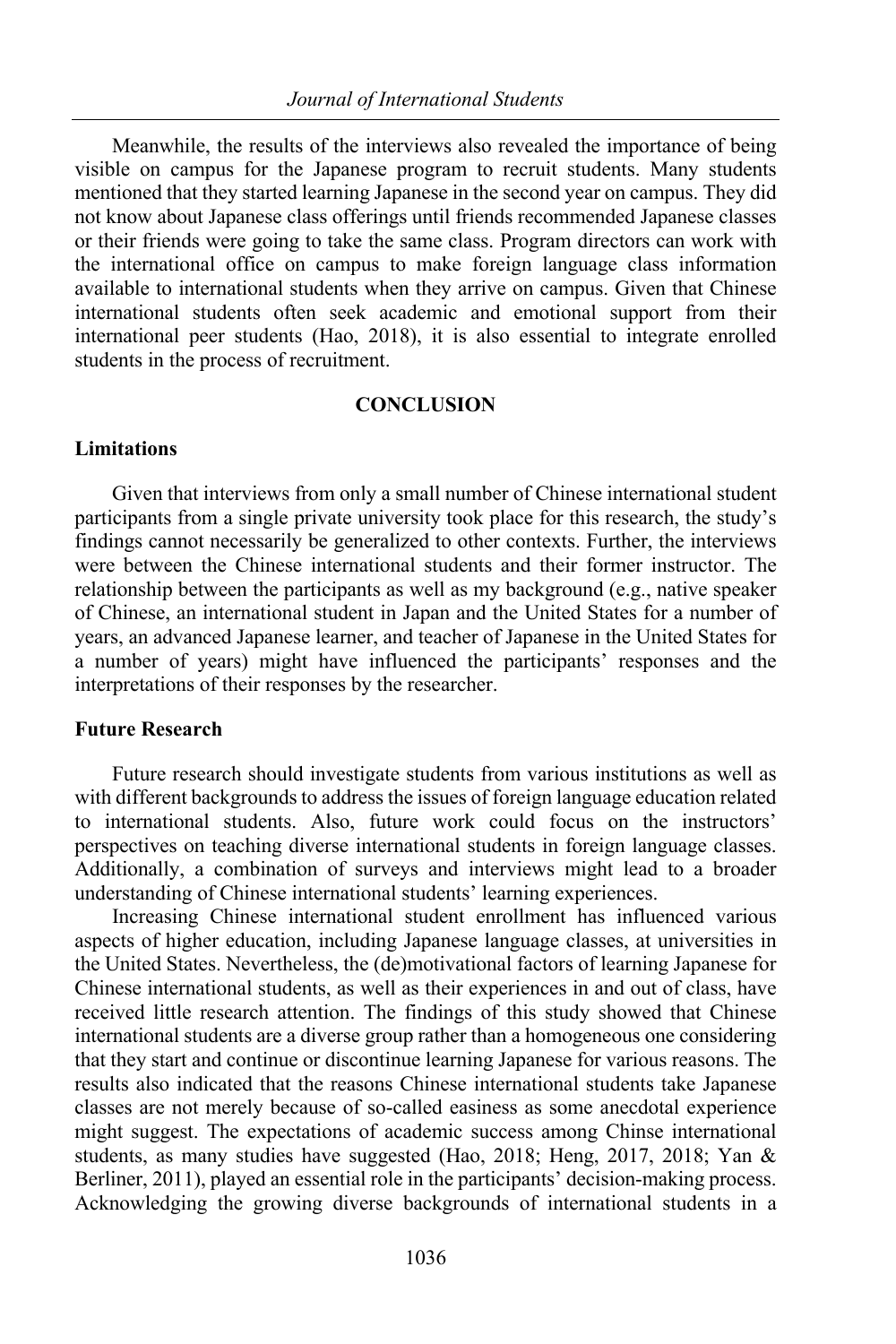Meanwhile, the results of the interviews also revealed the importance of being visible on campus for the Japanese program to recruit students. Many students mentioned that they started learning Japanese in the second year on campus. They did not know about Japanese class offerings until friends recommended Japanese classes or their friends were going to take the same class. Program directors can work with the international office on campus to make foreign language class information available to international students when they arrive on campus. Given that Chinese international students often seek academic and emotional support from their international peer students (Hao, 2018), it is also essential to integrate enrolled students in the process of recruitment.

## CONCLUSION

### Limitations

Given that interviews from only a small number of Chinese international student participants from a single private university took place for this research, the study's findings cannot necessarily be generalized to other contexts. Further, the interviews were between the Chinese international students and their former instructor. The relationship between the participants as well as my background (e.g., native speaker of Chinese, an international student in Japan and the United States for a number of years, an advanced Japanese learner, and teacher of Japanese in the United States for a number of years) might have influenced the participants' responses and the interpretations of their responses by the researcher.

### Future Research

Future research should investigate students from various institutions as well as with different backgrounds to address the issues of foreign language education related to international students. Also, future work could focus on the instructors' perspectives on teaching diverse international students in foreign language classes. Additionally, a combination of surveys and interviews might lead to a broader understanding of Chinese international students' learning experiences.

Increasing Chinese international student enrollment has influenced various aspects of higher education, including Japanese language classes, at universities in the United States. Nevertheless, the (de)motivational factors of learning Japanese for Chinese international students, as well as their experiences in and out of class, have received little research attention. The findings of this study showed that Chinese international students are a diverse group rather than a homogeneous one considering that they start and continue or discontinue learning Japanese for various reasons. The results also indicated that the reasons Chinese international students take Japanese classes are not merely because of so-called easiness as some anecdotal experience might suggest. The expectations of academic success among Chinse international students, as many studies have suggested (Hao, 2018; Heng, 2017, 2018; Yan & Berliner, 2011), played an essential role in the participants' decision-making process. Acknowledging the growing diverse backgrounds of international students in a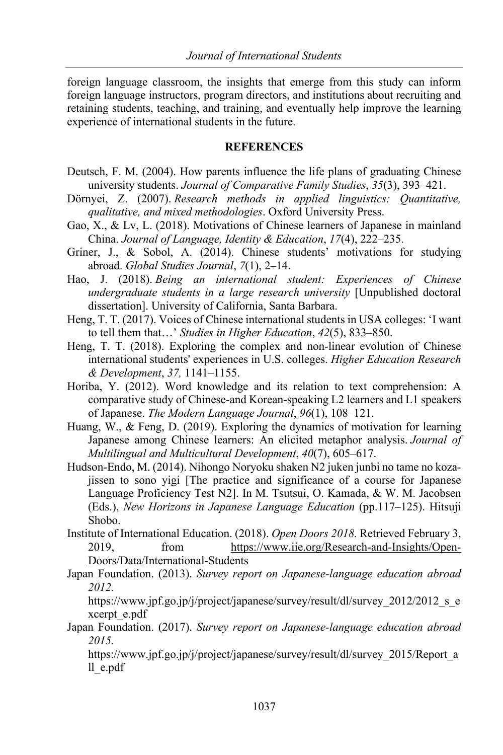foreign language classroom, the insights that emerge from this study can inform foreign language instructors, program directors, and institutions about recruiting and retaining students, teaching, and training, and eventually help improve the learning experience of international students in the future.

## REFERENCES

Deutsch, F. M. (2004). How parents influence the life plans of graduating Chinese university students. *Journal of Comparative Family Studies*, *35*(3), 393–421.

Dörnyei, Z. (2007). *Research methods in applied linguistics: Quantitative, qualitative, and mixed methodologies*. Oxford University Press.

Gao, X., & Lv, L. (2018). Motivations of Chinese learners of Japanese in mainland China. *Journal of Language, Identity & Education*, *17*(4), 222–235.

Griner, J., & Sobol, A. (2014). Chinese students' motivations for studying abroad. *Global Studies Journal*, *7*(1), 2–14.

Hao, J. (2018). *Being an international student: Experiences of Chinese undergraduate students in a large research university* [Unpublished doctoral dissertation]. University of California, Santa Barbara.

Heng, T. T. (2017). Voices of Chinese international students in USA colleges: 'I want to tell them that…' *Studies in Higher Education*, *42*(5), 833–850.

Heng, T. T. (2018). Exploring the complex and non-linear evolution of Chinese international students' experiences in U.S. colleges. *Higher Education Research & Development*, *37,* 1141–1155.

Horiba, Y. (2012). Word knowledge and its relation to text comprehension: A comparative study of Chinese-and Korean-speaking L2 learners and L1 speakers of Japanese. *The Modern Language Journal*, *96*(1), 108–121.

Huang, W., & Feng, D. (2019). Exploring the dynamics of motivation for learning Japanese among Chinese learners: An elicited metaphor analysis. *Journal of Multilingual and Multicultural Development*, *40*(7), 605–617.

Hudson-Endo, M. (2014). Nihongo Noryoku shaken N2 juken junbi no tame no koza-jissen to sono yigi [The practice and significance of a course for Japanese Language Proficiency Test N2]. In M. Tsutsui, O. Kamada, & W. M. Jacobsen (Eds.), *New Horizons in Japanese Language Education* (pp.117–125). Hitsuji Shobo.

Institute of International Education. (2018). *Open Doors 2018.* Retrieved February 3, 2019, from https://www.iie.org/Research-and-Insights/Open-Doors/Data/International-Students

Japan Foundation. (2013). *Survey report on Japanese-language education abroad 2012.* https://www.jpf.go.jp/j/project/japanese/survey/result/dl/survey_2012/2012_s_excerpt_e.pdf

Japan Foundation. (2017). *Survey report on Japanese-language education abroad 2015.* https://www.jpf.go.jp/j/project/japanese/survey/result/dl/survey_2015/Report_all_e.pdf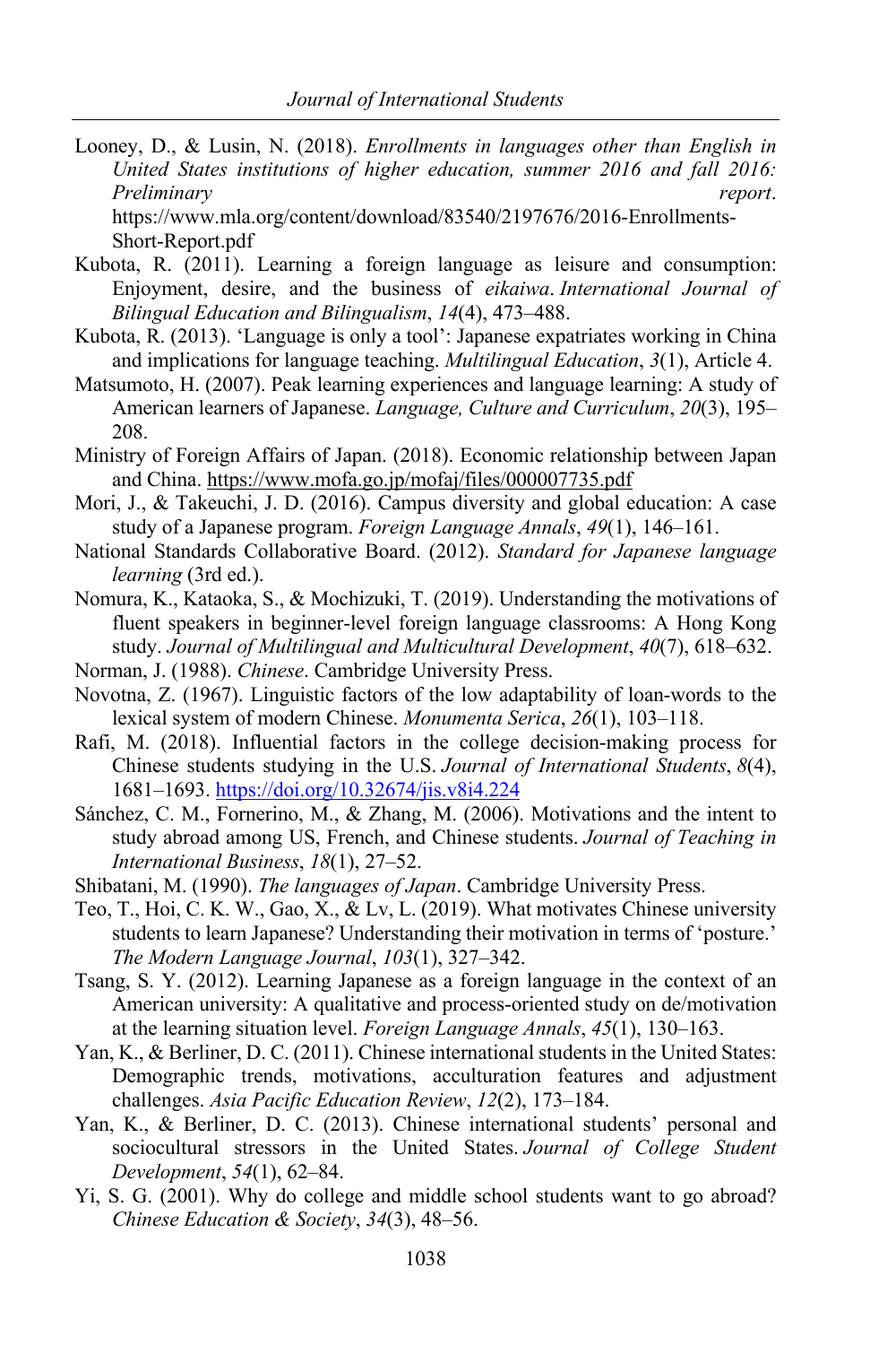Looney, D., & Lusin, N. (2018). *Enrollments in languages other than English in United States institutions of higher education, summer 2016 and fall 2016: Preliminary report*. https://www.mla.org/content/download/83540/2197676/2016-Enrollments-Short-Report.pdf

Kubota, R. (2011). Learning a foreign language as leisure and consumption: Enjoyment, desire, and the business of *eikaiwa*. *International Journal of Bilingual Education and Bilingualism*, *14*(4), 473–488.

Kubota, R. (2013). 'Language is only a tool': Japanese expatriates working in China and implications for language teaching. *Multilingual Education*, *3*(1), Article 4.

Matsumoto, H. (2007). Peak learning experiences and language learning: A study of American learners of Japanese. *Language, Culture and Curriculum*, *20*(3), 195–208.

Ministry of Foreign Affairs of Japan. (2018). Economic relationship between Japan and China. https://www.mofa.go.jp/mofaj/files/000007735.pdf

Mori, J., & Takeuchi, J. D. (2016). Campus diversity and global education: A case study of a Japanese program. *Foreign Language Annals*, *49*(1), 146–161.

National Standards Collaborative Board. (2012). *Standard for Japanese language learning* (3rd ed.).

Nomura, K., Kataoka, S., & Mochizuki, T. (2019). Understanding the motivations of fluent speakers in beginner-level foreign language classrooms: A Hong Kong study. *Journal of Multilingual and Multicultural Development*, *40*(7), 618–632.

Norman, J. (1988). *Chinese*. Cambridge University Press.

Novotna, Z. (1967). Linguistic factors of the low adaptability of loan-words to the lexical system of modern Chinese. *Monumenta Serica*, *26*(1), 103–118.

Rafi, M. (2018). Influential factors in the college decision-making process for Chinese students studying in the U.S. *Journal of International Students*, *8*(4), 1681–1693. https://doi.org/10.32674/jis.v8i4.224

Sánchez, C. M., Fornerino, M., & Zhang, M. (2006). Motivations and the intent to study abroad among US, French, and Chinese students. *Journal of Teaching in International Business*, *18*(1), 27–52.

Shibatani, M. (1990). *The languages of Japan*. Cambridge University Press.

Teo, T., Hoi, C. K. W., Gao, X., & Lv, L. (2019). What motivates Chinese university students to learn Japanese? Understanding their motivation in terms of 'posture.' *The Modern Language Journal*, *103*(1), 327–342.

Tsang, S. Y. (2012). Learning Japanese as a foreign language in the context of an American university: A qualitative and process-oriented study on de/motivation at the learning situation level. *Foreign Language Annals*, *45*(1), 130–163.

Yan, K., & Berliner, D. C. (2011). Chinese international students in the United States: Demographic trends, motivations, acculturation features and adjustment challenges. *Asia Pacific Education Review*, *12*(2), 173–184.

Yan, K., & Berliner, D. C. (2013). Chinese international students' personal and sociocultural stressors in the United States. *Journal of College Student Development*, *54*(1), 62–84.

Yi, S. G. (2001). Why do college and middle school students want to go abroad? *Chinese Education & Society*, *34*(3), 48–56.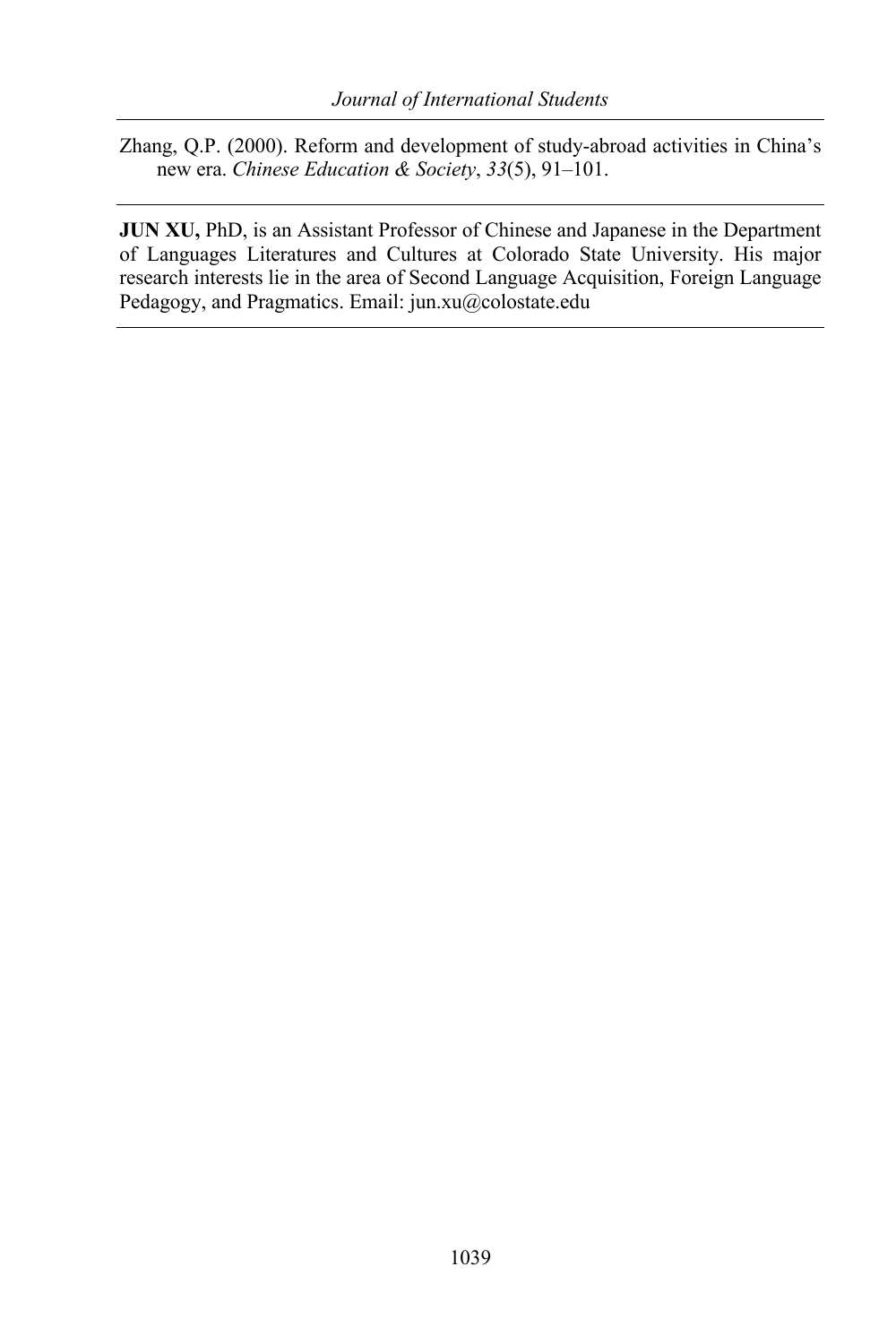Zhang, Q.P. (2000). Reform and development of study-abroad activities in China's new era. *Chinese Education & Society*, *33*(5), 91–101.

---

**JUN XU,** PhD, is an Assistant Professor of Chinese and Japanese in the Department of Languages Literatures and Cultures at Colorado State University. His major research interests lie in the area of Second Language Acquisition, Foreign Language Pedagogy, and Pragmatics. Email: jun.xu@colostate.edu